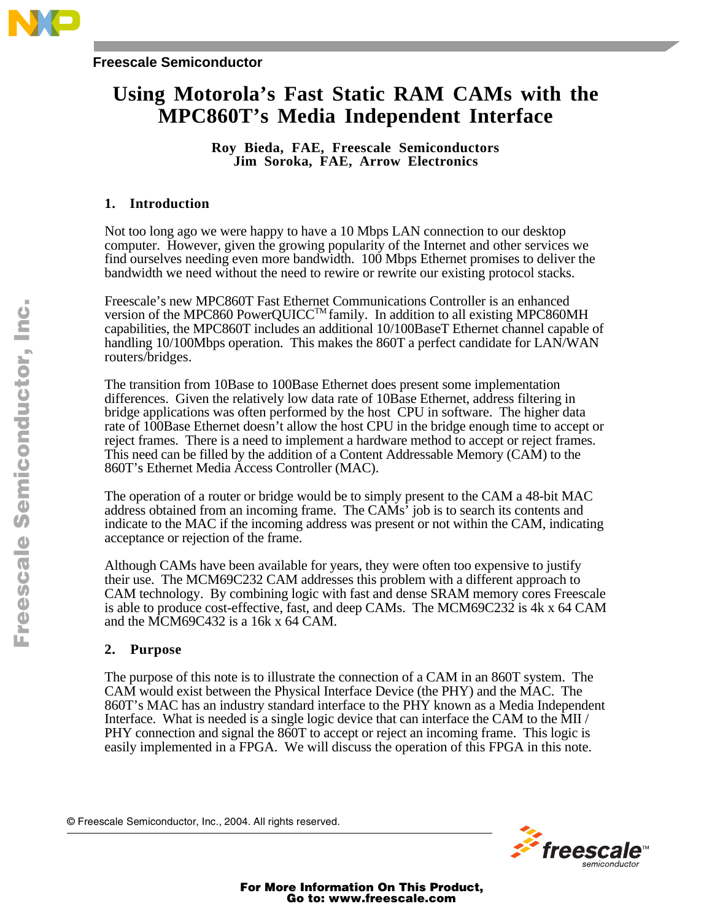Freescale Semiconductor

# Using Motorola's Fast Static RAM CAMs with the MPC860T's Media Independent Interface

**Roy Bieda, FAE, Freescale Semiconductors**
**Jim Soroka, FAE, Arrow Electronics**

## 1. Introduction

Not too long ago we were happy to have a 10 Mbps LAN connection to our desktop computer. However, given the growing popularity of the Internet and other services we find ourselves needing even more bandwidth. 100 Mbps Ethernet promises to deliver the bandwidth we need without the need to rewire or rewrite our existing protocol stacks.

Freescale's new MPC860T Fast Ethernet Communications Controller is an enhanced version of the MPC860 PowerQUICC™ family. In addition to all existing MPC860MH capabilities, the MPC860T includes an additional 10/100BaseT Ethernet channel capable of handling 10/100Mbps operation. This makes the 860T a perfect candidate for LAN/WAN routers/bridges.

The transition from 10Base to 100Base Ethernet does present some implementation differences. Given the relatively low data rate of 10Base Ethernet, address filtering in bridge applications was often performed by the host CPU in software. The higher data rate of 100Base Ethernet doesn't allow the host CPU in the bridge enough time to accept or reject frames. There is a need to implement a hardware method to accept or reject frames. This need can be filled by the addition of a Content Addressable Memory (CAM) to the 860T's Ethernet Media Access Controller (MAC).

The operation of a router or bridge would be to simply present to the CAM a 48-bit MAC address obtained from an incoming frame. The CAMs' job is to search its contents and indicate to the MAC if the incoming address was present or not within the CAM, indicating acceptance or rejection of the frame.

Although CAMs have been available for years, they were often too expensive to justify their use. The MCM69C232 CAM addresses this problem with a different approach to CAM technology. By combining logic with fast and dense SRAM memory cores Freescale is able to produce cost-effective, fast, and deep CAMs. The MCM69C232 is 4k x 64 CAM and the MCM69C432 is a 16k x 64 CAM.

## 2. Purpose

The purpose of this note is to illustrate the connection of a CAM in an 860T system. The CAM would exist between the Physical Interface Device (the PHY) and the MAC. The 860T's MAC has an industry standard interface to the PHY known as a Media Independent Interface. What is needed is a single logic device that can interface the CAM to the MII / PHY connection and signal the 860T to accept or reject an incoming frame. This logic is easily implemented in a FPGA. We will discuss the operation of this FPGA in this note.

© Freescale Semiconductor, Inc., 2004. All rights reserved.

For More Information On This Product,
Go to: www.freescale.com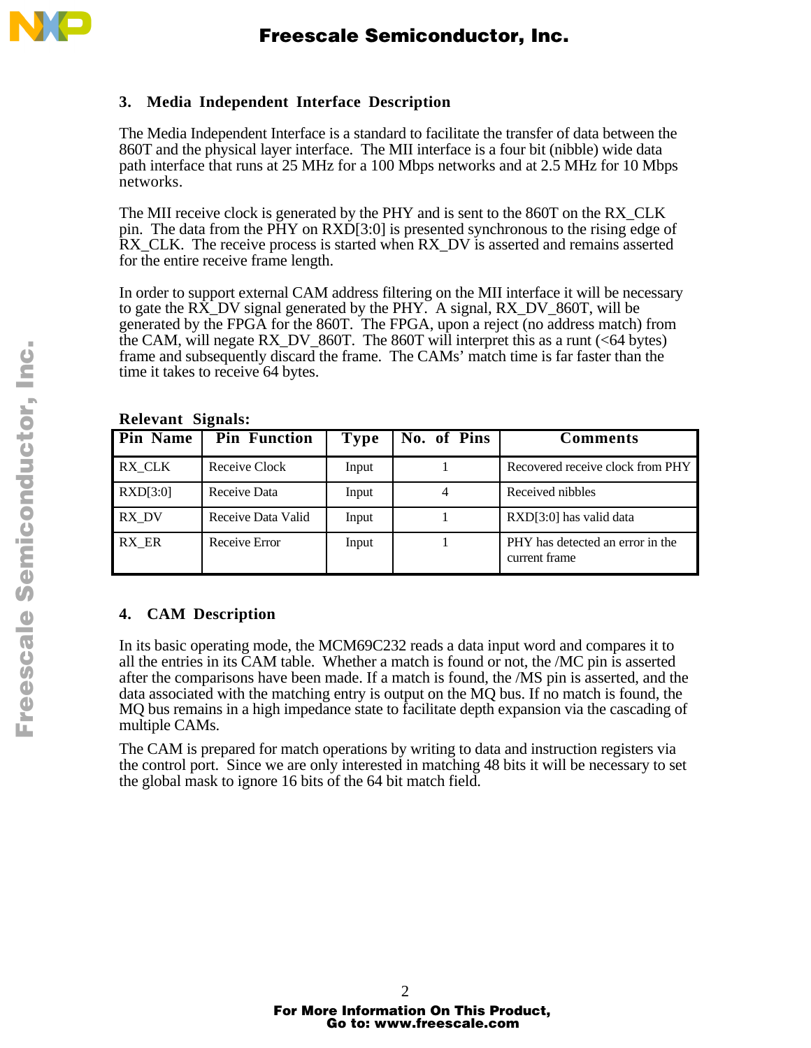## 3. Media Independent Interface Description

The Media Independent Interface is a standard to facilitate the transfer of data between the 860T and the physical layer interface. The MII interface is a four bit (nibble) wide data path interface that runs at 25 MHz for a 100 Mbps networks and at 2.5 MHz for 10 Mbps networks.

The MII receive clock is generated by the PHY and is sent to the 860T on the RX_CLK pin. The data from the PHY on RXD[3:0] is presented synchronous to the rising edge of RX_CLK. The receive process is started when RX_DV is asserted and remains asserted for the entire receive frame length.

In order to support external CAM address filtering on the MII interface it will be necessary to gate the RX_DV signal generated by the PHY. A signal, RX_DV_860T, will be generated by the FPGA for the 860T. The FPGA, upon a reject (no address match) from the CAM, will negate RX_DV_860T. The 860T will interpret this as a runt (<64 bytes) frame and subsequently discard the frame. The CAMs' match time is far faster than the time it takes to receive 64 bytes.

**Relevant Signals:**

| Pin Name | Pin Function | Type | No. of Pins | Comments |
|---|---|---|---|---|
| RX_CLK | Receive Clock | Input | 1 | Recovered receive clock from PHY |
| RXD[3:0] | Receive Data | Input | 4 | Received nibbles |
| RX_DV | Receive Data Valid | Input | 1 | RXD[3:0] has valid data |
| RX_ER | Receive Error | Input | 1 | PHY has detected an error in the current frame |

## 4. CAM Description

In its basic operating mode, the MCM69C232 reads a data input word and compares it to all the entries in its CAM table. Whether a match is found or not, the /MC pin is asserted after the comparisons have been made. If a match is found, the /MS pin is asserted, and the data associated with the matching entry is output on the MQ bus. If no match is found, the MQ bus remains in a high impedance state to facilitate depth expansion via the cascading of multiple CAMs.

The CAM is prepared for match operations by writing to data and instruction registers via the control port. Since we are only interested in matching 48 bits it will be necessary to set the global mask to ignore 16 bits of the 64 bit match field.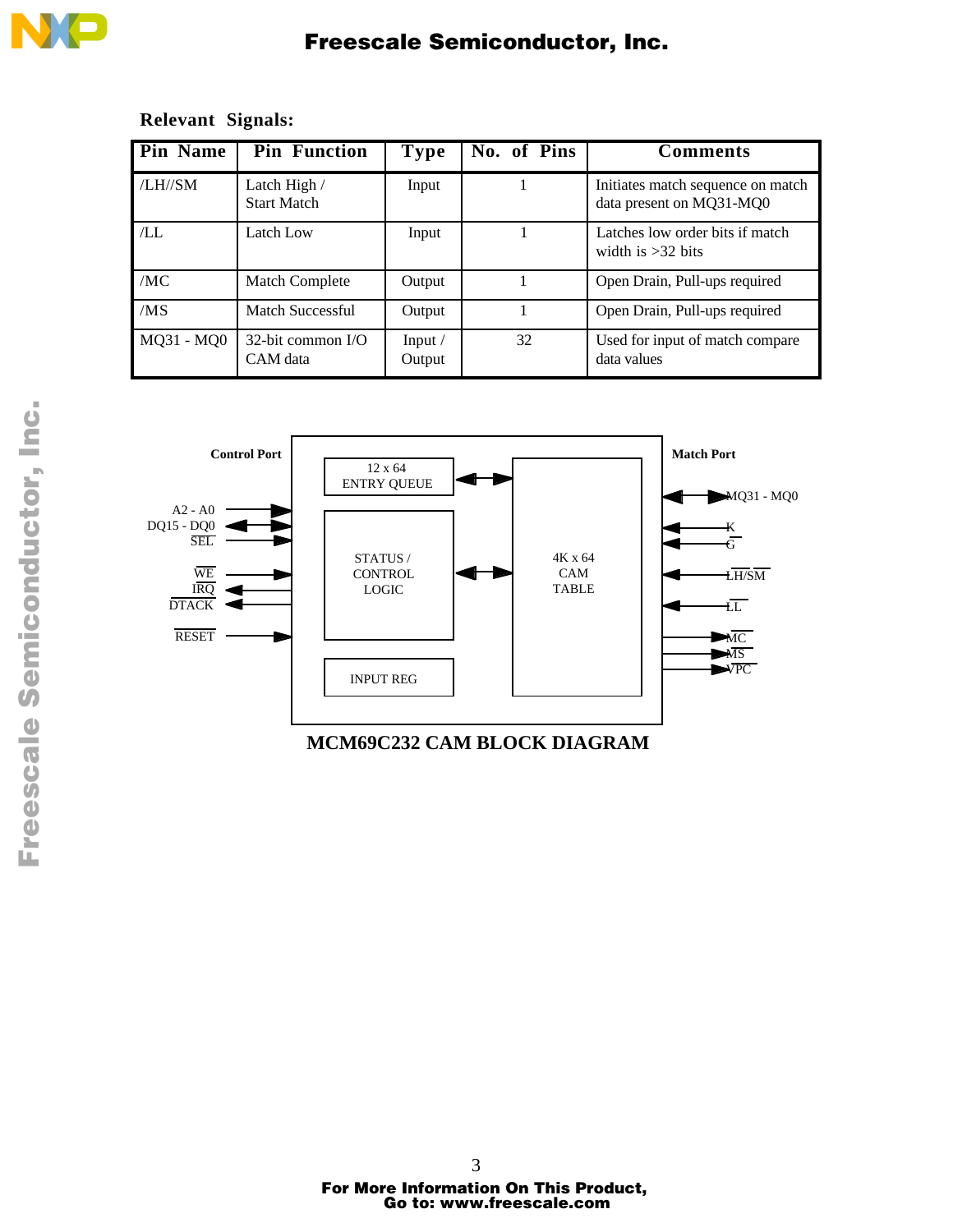**Relevant Signals:**

| Pin Name | Pin Function | Type | No. of Pins | Comments |
|---|---|---|---|---|
| /LH//SM | Latch High / Start Match | Input | 1 | Initiates match sequence on match data present on MQ31-MQ0 |
| /LL | Latch Low | Input | 1 | Latches low order bits if match width is >32 bits |
| /MC | Match Complete | Output | 1 | Open Drain, Pull-ups required |
| /MS | Match Successful | Output | 1 | Open Drain, Pull-ups required |
| MQ31 - MQ0 | 32-bit common I/O CAM data | Input / Output | 32 | Used for input of match compare data values |

Control Port

A2 - A0
DQ15 - DQ0
SEL
WE
IRQ
DTACK
RESET

12 x 64 ENTRY QUEUE

STATUS / CONTROL LOGIC

INPUT REG

4K x 64 CAM TABLE

Match Port

MQ31 - MQ0
K
G
LH/SM
LL
MC
MS
VPC

**MCM69C232 CAM BLOCK DIAGRAM**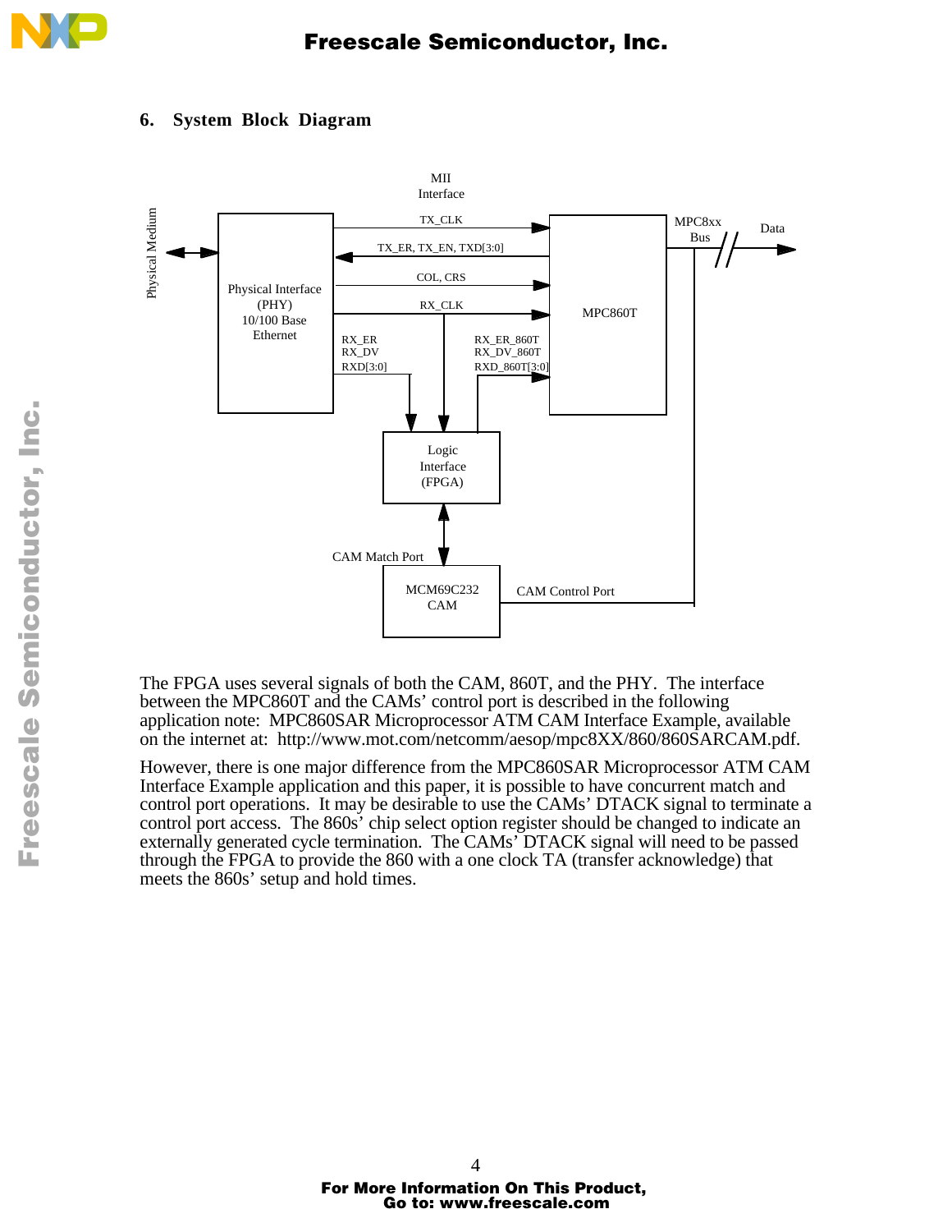## 6. System Block Diagram

The FPGA uses several signals of both the CAM, 860T, and the PHY. The interface between the MPC860T and the CAMs' control port is described in the following application note: MPC860SAR Microprocessor ATM CAM Interface Example, available on the internet at: http://www.mot.com/netcomm/aesop/mpc8XX/860/860SARCAM.pdf.

However, there is one major difference from the MPC860SAR Microprocessor ATM CAM Interface Example application and this paper, it is possible to have concurrent match and control port operations. It may be desirable to use the CAMs' DTACK signal to terminate a control port access. The 860s' chip select option register should be changed to indicate an externally generated cycle termination. The CAMs' DTACK signal will need to be passed through the FPGA to provide the 860 with a one clock TA (transfer acknowledge) that meets the 860s' setup and hold times.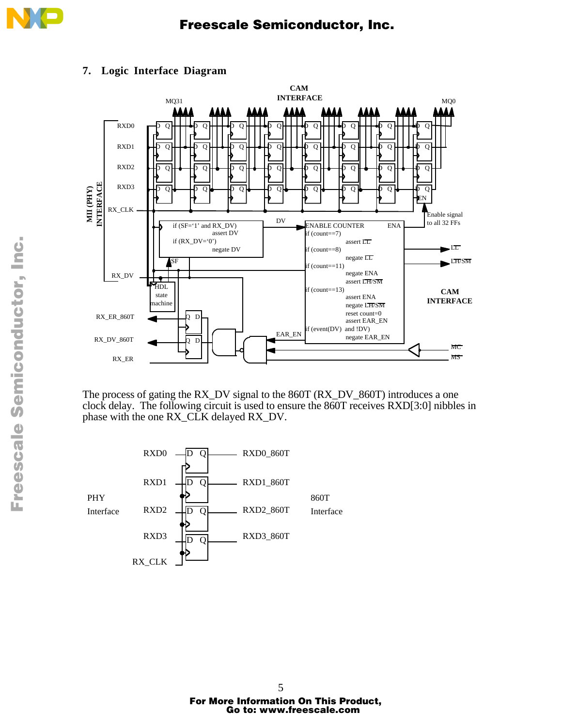## 7. Logic Interface Diagram

The process of gating the RX_DV signal to the 860T (RX_DV_860T) introduces a one clock delay. The following circuit is used to ensure the 860T receives RXD[3:0] nibbles in phase with the one RX_CLK delayed RX_DV.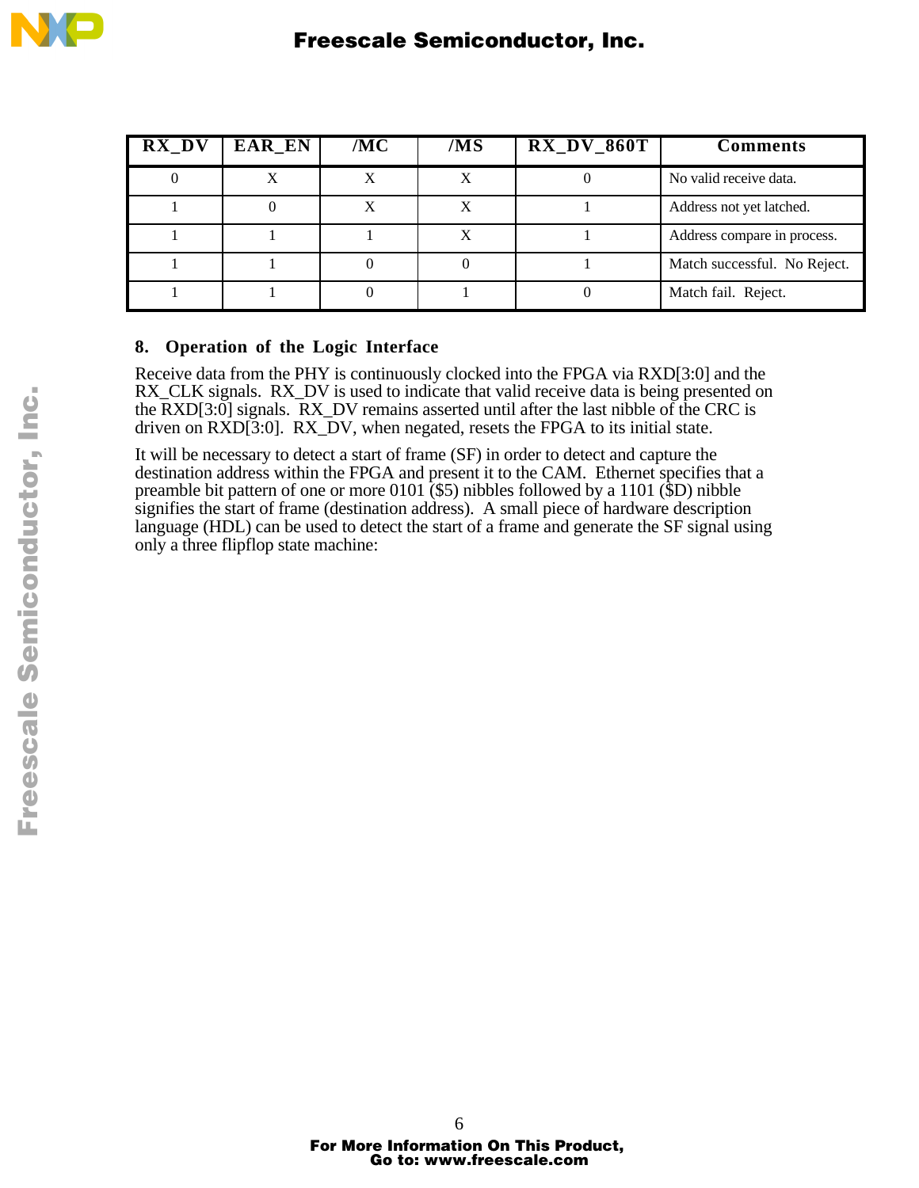| RX_DV | EAR_EN | /MC | /MS | RX_DV_860T | Comments |
|---|---|---|---|---|---|
| 0 | X | X | X | 0 | No valid receive data. |
| 1 | 0 | X | X | 1 | Address not yet latched. |
| 1 | 1 | 1 | X | 1 | Address compare in process. |
| 1 | 1 | 0 | 0 | 1 | Match successful.  No Reject. |
| 1 | 1 | 0 | 1 | 0 | Match fail.  Reject. |

## 8. Operation of the Logic Interface

Receive data from the PHY is continuously clocked into the FPGA via RXD[3:0] and the RX_CLK signals.  RX_DV is used to indicate that valid receive data is being presented on the RXD[3:0] signals.  RX_DV remains asserted until after the last nibble of the CRC is driven on RXD[3:0].  RX_DV, when negated, resets the FPGA to its initial state.

It will be necessary to detect a start of frame (SF) in order to detect and capture the destination address within the FPGA and present it to the CAM.  Ethernet specifies that a preamble bit pattern of one or more 0101 ($5) nibbles followed by a 1101 ($D) nibble signifies the start of frame (destination address).  A small piece of hardware description language (HDL) can be used to detect the start of a frame and generate the SF signal using only a three flipflop state machine: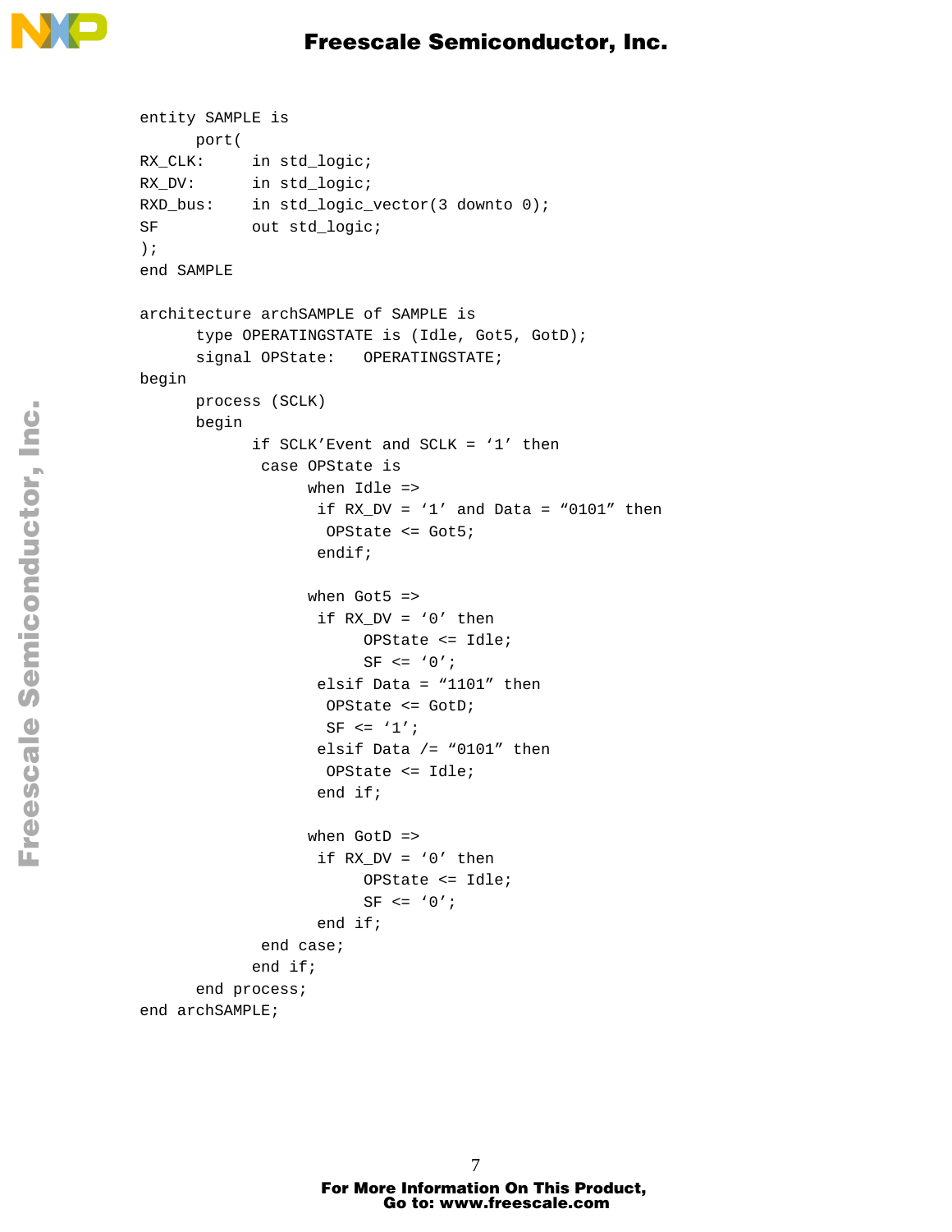```
entity SAMPLE is
      port(
RX_CLK:     in std_logic;
RX_DV:      in std_logic;
RXD_bus:    in std_logic_vector(3 downto 0);
SF          out std_logic;
);
end SAMPLE

architecture archSAMPLE of SAMPLE is
      type OPERATINGSTATE is (Idle, Got5, GotD);
      signal OPState:   OPERATINGSTATE;
begin
      process (SCLK)
      begin
            if SCLK'Event and SCLK = '1' then
             case OPState is
                  when Idle =>
                   if RX_DV = '1' and Data = "0101" then
                    OPState <= Got5;
                   endif;

                  when Got5 =>
                   if RX_DV = '0' then
                        OPState <= Idle;
                        SF <= '0';
                   elsif Data = "1101" then
                    OPState <= GotD;
                    SF <= '1';
                   elsif Data /= "0101" then
                    OPState <= Idle;
                   end if;

                  when GotD =>
                   if RX_DV = '0' then
                        OPState <= Idle;
                        SF <= '0';
                   end if;
             end case;
            end if;
      end process;
end archSAMPLE;
```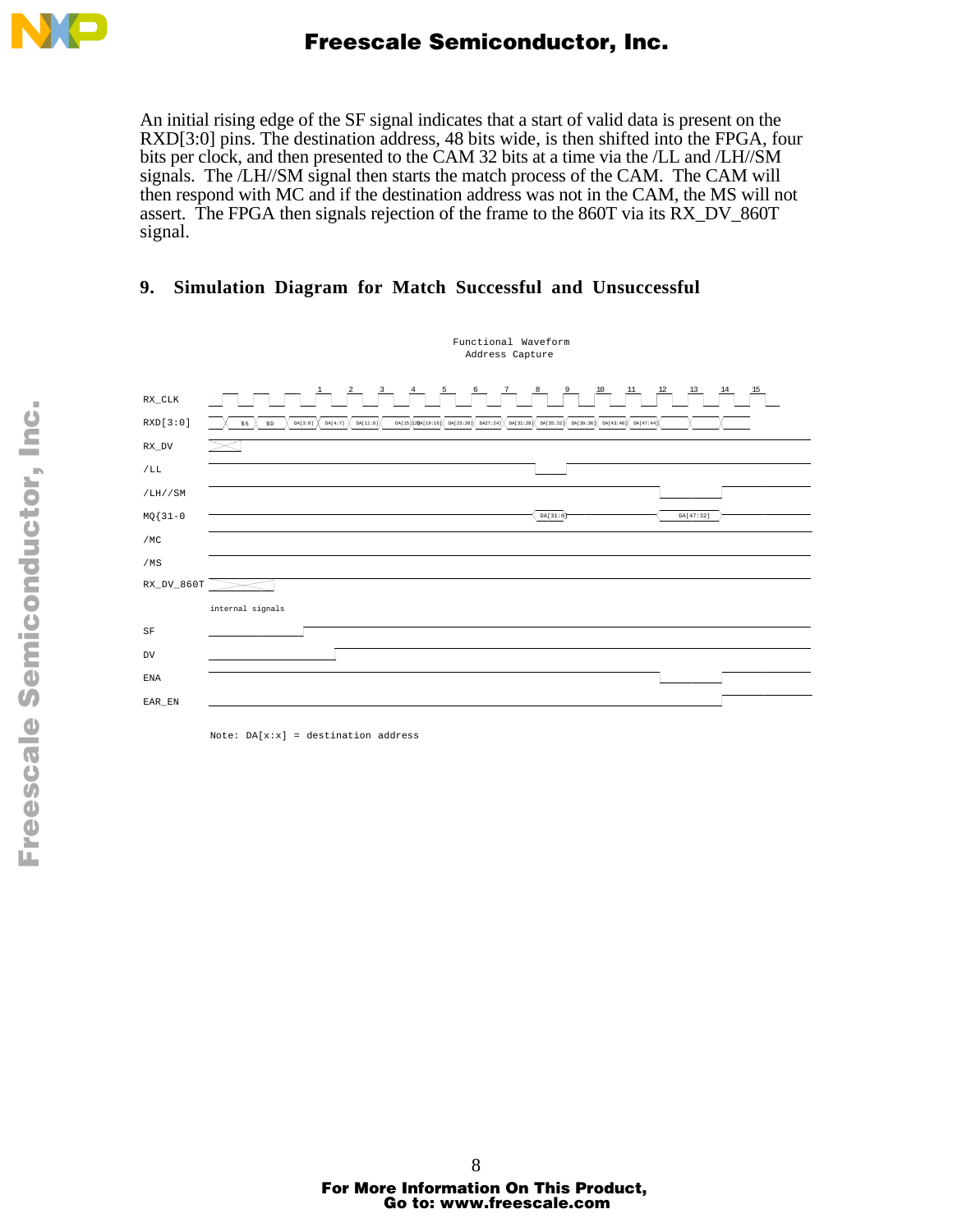An initial rising edge of the SF signal indicates that a start of valid data is present on the RXD[3:0] pins. The destination address, 48 bits wide, is then shifted into the FPGA, four bits per clock, and then presented to the CAM 32 bits at a time via the /LL and /LH//SM signals. The /LH//SM signal then starts the match process of the CAM. The CAM will then respond with MC and if the destination address was not in the CAM, the MS will not assert. The FPGA then signals rejection of the frame to the 860T via its RX_DV_860T signal.

## 9. Simulation Diagram for Match Successful and Unsuccessful

Functional Waveform
Address Capture

RX_CLK

RXD[3:0]

RX_DV

/LL

/LH//SM

MQ{31-0

/MC

/MS

RX_DV_860T

internal signals

SF

DV

ENA

EAR_EN

Note: DA[x:x] = destination address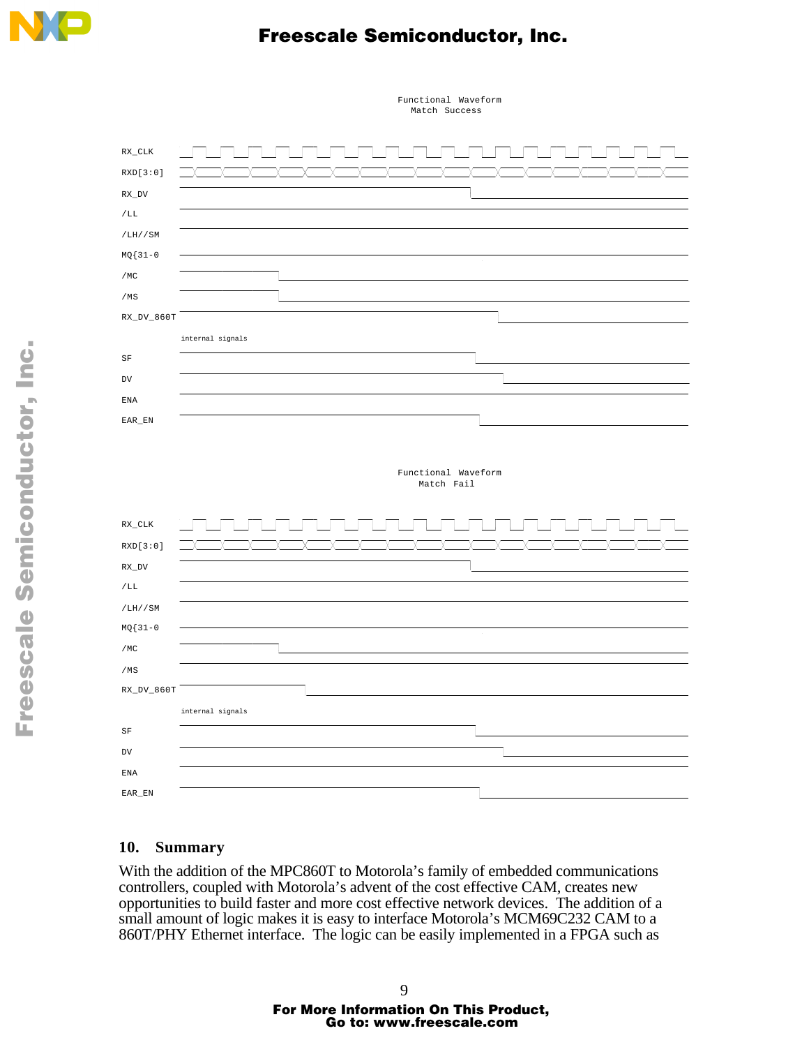Functional Waveform
Match Success

RX_CLK

RXD[3:0]

RX_DV

/LL

/LH//SM

MQ{31-0

/MC

/MS

RX_DV_860T

internal signals

SF

DV

ENA

EAR_EN

Functional Waveform
Match Fail

RX_CLK

RXD[3:0]

RX_DV

/LL

/LH//SM

MQ{31-0

/MC

/MS

RX_DV_860T

internal signals

SF

DV

ENA

EAR_EN

## 10. Summary

With the addition of the MPC860T to Motorola's family of embedded communications controllers, coupled with Motorola's advent of the cost effective CAM, creates new opportunities to build faster and more cost effective network devices. The addition of a small amount of logic makes it is easy to interface Motorola's MCM69C232 CAM to a 860T/PHY Ethernet interface. The logic can be easily implemented in a FPGA such as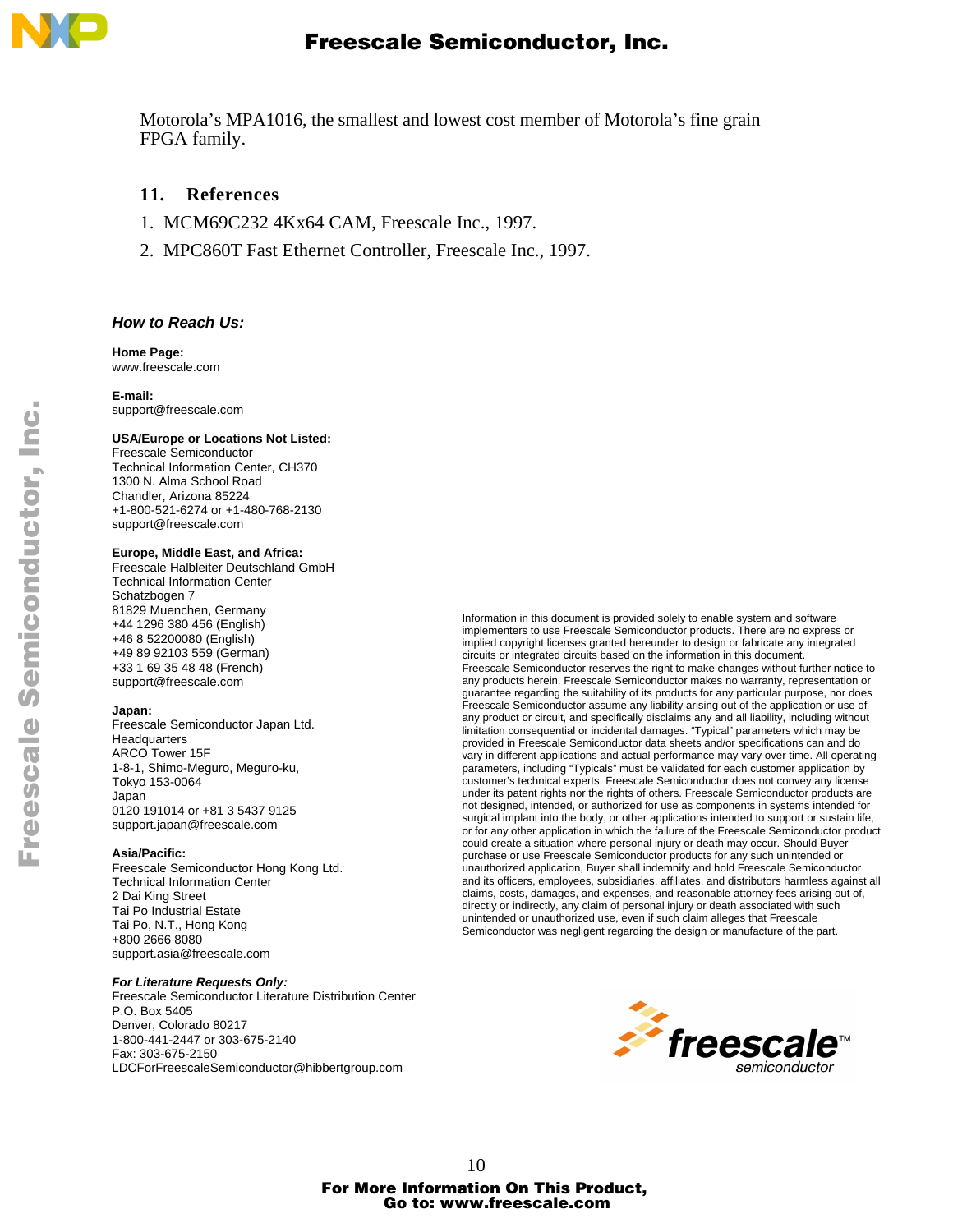Motorola's MPA1016, the smallest and lowest cost member of Motorola's fine grain FPGA family.

## 11. References

1. MCM69C232 4Kx64 CAM, Freescale Inc., 1997.
2. MPC860T Fast Ethernet Controller, Freescale Inc., 1997.

***How to Reach Us:***

**Home Page:**
www.freescale.com

**E-mail:**
support@freescale.com

**USA/Europe or Locations Not Listed:**
Freescale Semiconductor
Technical Information Center, CH370
1300 N. Alma School Road
Chandler, Arizona 85224
+1-800-521-6274 or +1-480-768-2130
support@freescale.com

**Europe, Middle East, and Africa:**
Freescale Halbleiter Deutschland GmbH
Technical Information Center
Schatzbogen 7
81829 Muenchen, Germany
+44 1296 380 456 (English)
+46 8 52200080 (English)
+49 89 92103 559 (German)
+33 1 69 35 48 48 (French)
support@freescale.com

**Japan:**
Freescale Semiconductor Japan Ltd.
Headquarters
ARCO Tower 15F
1-8-1, Shimo-Meguro, Meguro-ku,
Tokyo 153-0064
Japan
0120 191014 or +81 3 5437 9125
support.japan@freescale.com

**Asia/Pacific:**
Freescale Semiconductor Hong Kong Ltd.
Technical Information Center
2 Dai King Street
Tai Po Industrial Estate
Tai Po, N.T., Hong Kong
+800 2666 8080
support.asia@freescale.com

***For Literature Requests Only:***
Freescale Semiconductor Literature Distribution Center
P.O. Box 5405
Denver, Colorado 80217
1-800-441-2447 or 303-675-2140
Fax: 303-675-2150
LDCForFreescaleSemiconductor@hibbertgroup.com

Information in this document is provided solely to enable system and software implementers to use Freescale Semiconductor products. There are no express or implied copyright licenses granted hereunder to design or fabricate any integrated circuits or integrated circuits based on the information in this document.
Freescale Semiconductor reserves the right to make changes without further notice to any products herein. Freescale Semiconductor makes no warranty, representation or guarantee regarding the suitability of its products for any particular purpose, nor does Freescale Semiconductor assume any liability arising out of the application or use of any product or circuit, and specifically disclaims any and all liability, including without limitation consequential or incidental damages. "Typical" parameters which may be provided in Freescale Semiconductor data sheets and/or specifications can and do vary in different applications and actual performance may vary over time. All operating parameters, including "Typicals" must be validated for each customer application by customer's technical experts. Freescale Semiconductor does not convey any license under its patent rights nor the rights of others. Freescale Semiconductor products are not designed, intended, or authorized for use as components in systems intended for surgical implant into the body, or other applications intended to support or sustain life, or for any other application in which the failure of the Freescale Semiconductor product could create a situation where personal injury or death may occur. Should Buyer purchase or use Freescale Semiconductor products for any such unintended or unauthorized application, Buyer shall indemnify and hold Freescale Semiconductor and its officers, employees, subsidiaries, affiliates, and distributors harmless against all claims, costs, damages, and expenses, and reasonable attorney fees arising out of, directly or indirectly, any claim of personal injury or death associated with such unintended or unauthorized use, even if such claim alleges that Freescale Semiconductor was negligent regarding the design or manufacture of the part.

freescale™ semiconductor